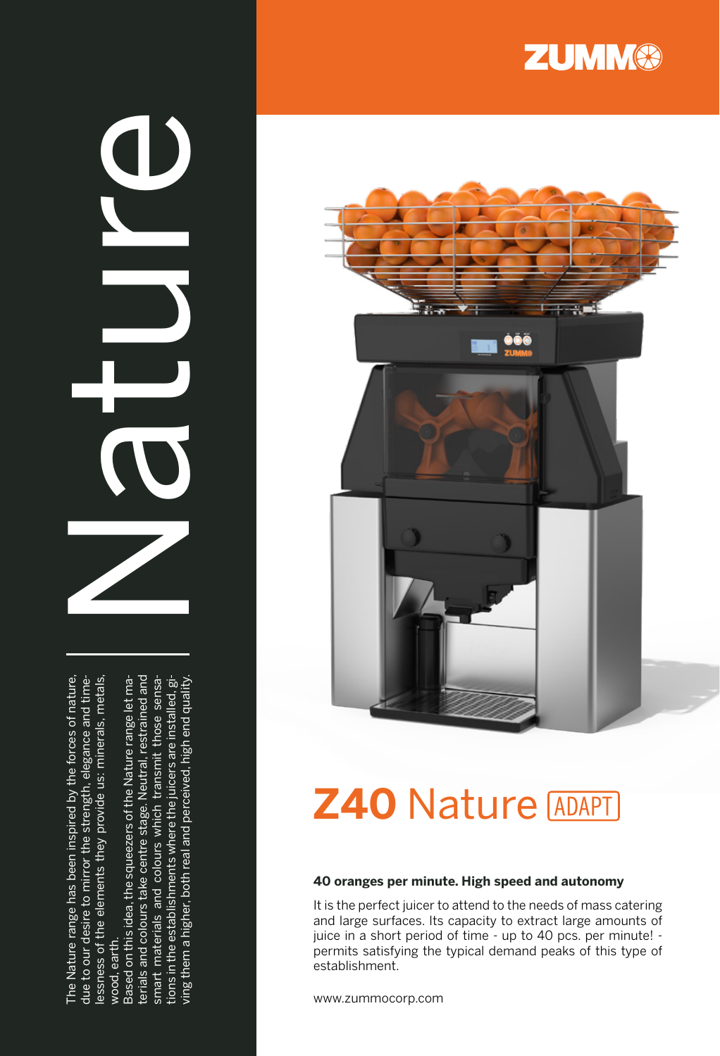# Nature

The Nature range has been inspired by the forces of nature, due to our desire to mirror the strength, elegance and timelessness of the elements they provide us: minerals, metals, wood, earth.

Based on this idea, the squeezers of the Nature range let materials and colours take centre stage. Neutral, restrained and smart materials and colours which transmit those sensations in the establishments where the juicers are installed, giving them a higher, both real and perceived, high end quality.

ZUMMO

# Z40 Nature ADAPT

**40 oranges per minute. High speed and autonomy**

It is the perfect juicer to attend to the needs of mass catering and large surfaces. Its capacity to extract large amounts of juice in a short period of time - up to 40 pcs. per minute! - permits satisfying the typical demand peaks of this type of establishment.

www.zummocorp.com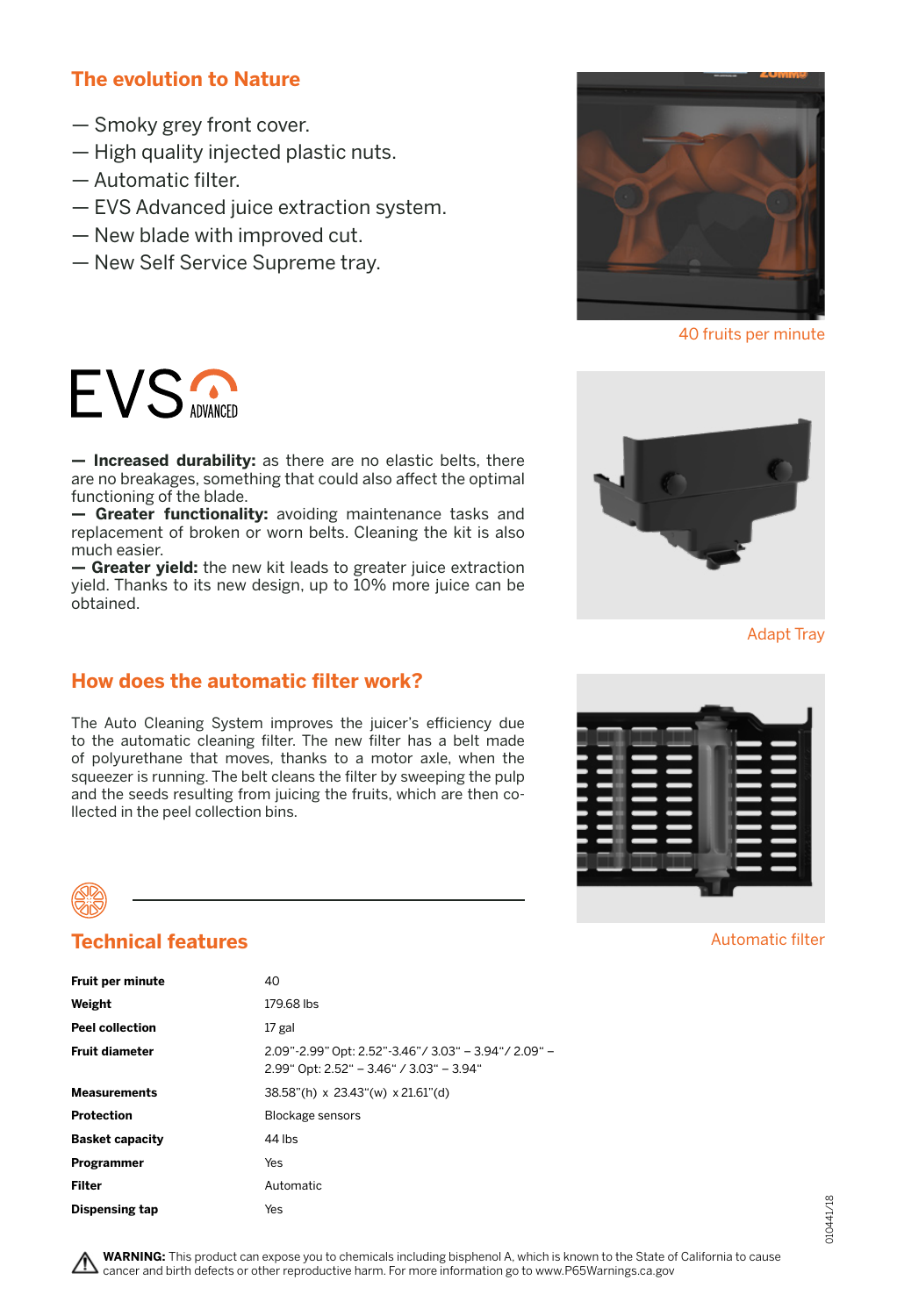## The evolution to Nature

— Smoky grey front cover.
— High quality injected plastic nuts.
— Automatic filter.
— EVS Advanced juice extraction system.
— New blade with improved cut.
— New Self Service Supreme tray.

40 fruits per minute

EVS ADVANCED

**— Increased durability:** as there are no elastic belts, there are no breakages, something that could also affect the optimal functioning of the blade.
**— Greater functionality:** avoiding maintenance tasks and replacement of broken or worn belts. Cleaning the kit is also much easier.
**— Greater yield:** the new kit leads to greater juice extraction yield. Thanks to its new design, up to 10% more juice can be obtained.

Adapt Tray

## How does the automatic filter work?

The Auto Cleaning System improves the juicer's efficiency due to the automatic cleaning filter. The new filter has a belt made of polyurethane that moves, thanks to a motor axle, when the squeezer is running. The belt cleans the filter by sweeping the pulp and the seeds resulting from juicing the fruits, which are then collected in the peel collection bins.

Automatic filter

## Technical features

| | |
|---|---|
| **Fruit per minute** | 40 |
| **Weight** | 179.68 lbs |
| **Peel collection** | 17 gal |
| **Fruit diameter** | 2.09"-2.99" Opt: 2.52"-3.46"/ 3.03" – 3.94"/ 2.09" – 2.99" Opt: 2.52" – 3.46" / 3.03" – 3.94" |
| **Measurements** | 38.58"(h) x 23.43"(w) x 21.61"(d) |
| **Protection** | Blockage sensors |
| **Basket capacity** | 44 lbs |
| **Programmer** | Yes |
| **Filter** | Automatic |
| **Dispensing tap** | Yes |

010441/18

**WARNING:** This product can expose you to chemicals including bisphenol A, which is known to the State of California to cause cancer and birth defects or other reproductive harm. For more information go to www.P65Warnings.ca.gov